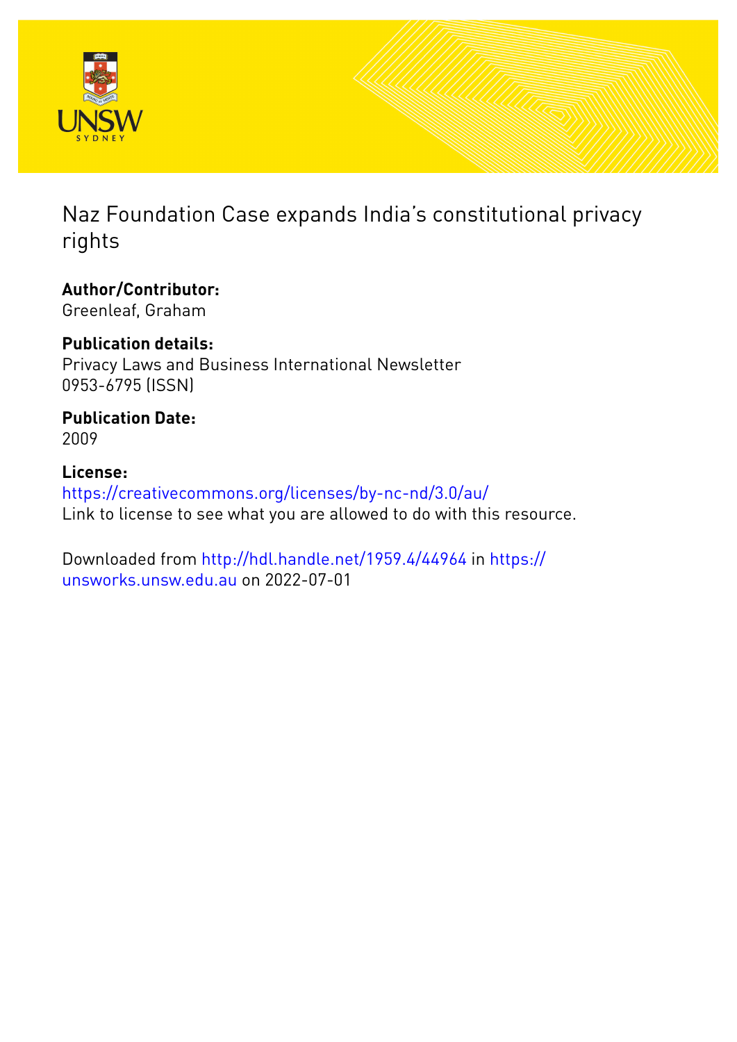# Naz Foundation Case expands India's constitutional privacy rights

**Author/Contributor:**
Greenleaf, Graham

**Publication details:**
Privacy Laws and Business International Newsletter
0953-6795 (ISSN)

**Publication Date:**
2009

**License:**
https://creativecommons.org/licenses/by-nc-nd/3.0/au/
Link to license to see what you are allowed to do with this resource.

Downloaded from http://hdl.handle.net/1959.4/44964 in https://unsworks.unsw.edu.au on 2022-07-01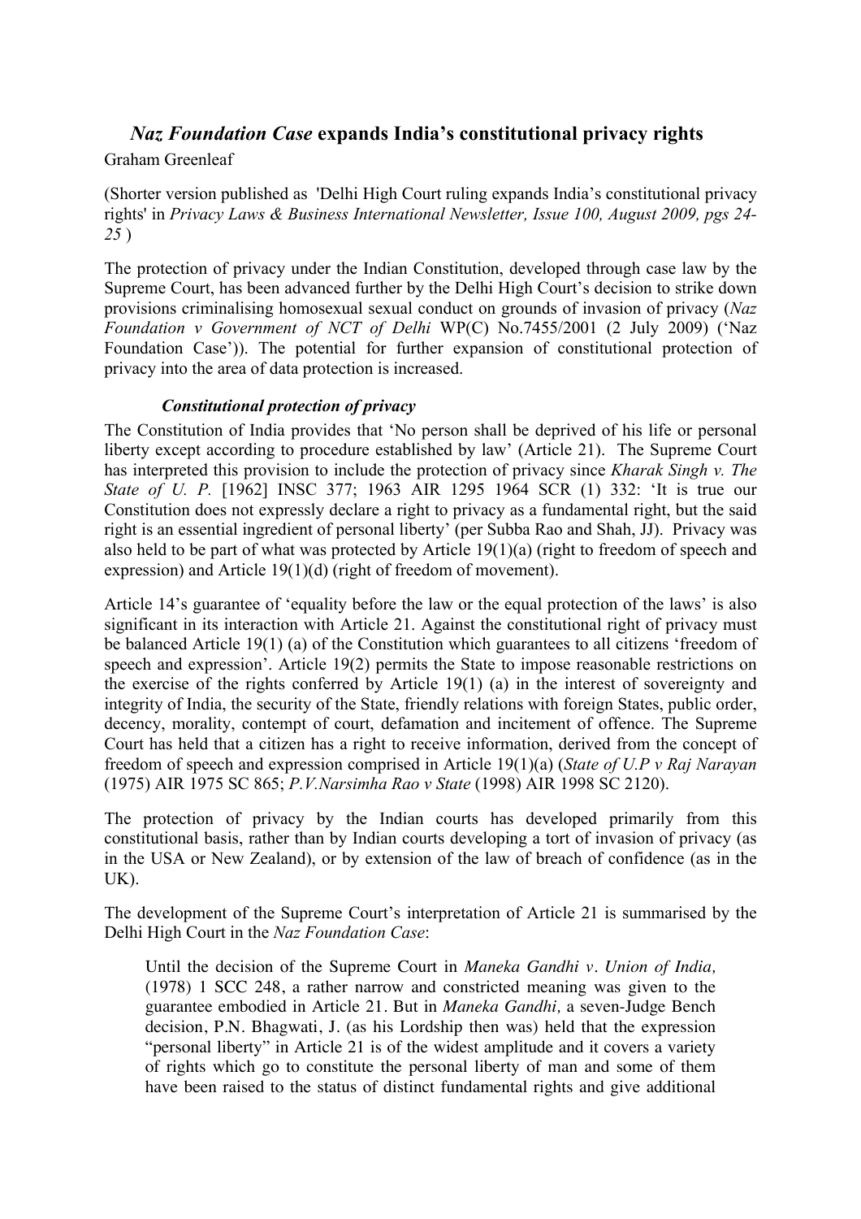## *Naz Foundation Case* expands India's constitutional privacy rights

Graham Greenleaf

(Shorter version published as 'Delhi High Court ruling expands India's constitutional privacy rights' in *Privacy Laws & Business International Newsletter, Issue 100, August 2009, pgs 24-25* )

The protection of privacy under the Indian Constitution, developed through case law by the Supreme Court, has been advanced further by the Delhi High Court's decision to strike down provisions criminalising homosexual sexual conduct on grounds of invasion of privacy (*Naz Foundation v Government of NCT of Delhi* WP(C) No.7455/2001 (2 July 2009) ('Naz Foundation Case')). The potential for further expansion of constitutional protection of privacy into the area of data protection is increased.

### *Constitutional protection of privacy*

The Constitution of India provides that 'No person shall be deprived of his life or personal liberty except according to procedure established by law' (Article 21). The Supreme Court has interpreted this provision to include the protection of privacy since *Kharak Singh v. The State of U. P.* [1962] INSC 377; 1963 AIR 1295 1964 SCR (1) 332: 'It is true our Constitution does not expressly declare a right to privacy as a fundamental right, but the said right is an essential ingredient of personal liberty' (per Subba Rao and Shah, JJ). Privacy was also held to be part of what was protected by Article 19(1)(a) (right to freedom of speech and expression) and Article 19(1)(d) (right of freedom of movement).

Article 14's guarantee of 'equality before the law or the equal protection of the laws' is also significant in its interaction with Article 21. Against the constitutional right of privacy must be balanced Article 19(1) (a) of the Constitution which guarantees to all citizens 'freedom of speech and expression'. Article 19(2) permits the State to impose reasonable restrictions on the exercise of the rights conferred by Article 19(1) (a) in the interest of sovereignty and integrity of India, the security of the State, friendly relations with foreign States, public order, decency, morality, contempt of court, defamation and incitement of offence. The Supreme Court has held that a citizen has a right to receive information, derived from the concept of freedom of speech and expression comprised in Article 19(1)(a) (*State of U.P v Raj Narayan* (1975) AIR 1975 SC 865; *P.V.Narsimha Rao v State* (1998) AIR 1998 SC 2120).

The protection of privacy by the Indian courts has developed primarily from this constitutional basis, rather than by Indian courts developing a tort of invasion of privacy (as in the USA or New Zealand), or by extension of the law of breach of confidence (as in the UK).

The development of the Supreme Court's interpretation of Article 21 is summarised by the Delhi High Court in the *Naz Foundation Case*:

> Until the decision of the Supreme Court in *Maneka Gandhi v. Union of India,* (1978) 1 SCC 248, a rather narrow and constricted meaning was given to the guarantee embodied in Article 21. But in *Maneka Gandhi,* a seven-Judge Bench decision, P.N. Bhagwati, J. (as his Lordship then was) held that the expression "personal liberty" in Article 21 is of the widest amplitude and it covers a variety of rights which go to constitute the personal liberty of man and some of them have been raised to the status of distinct fundamental rights and give additional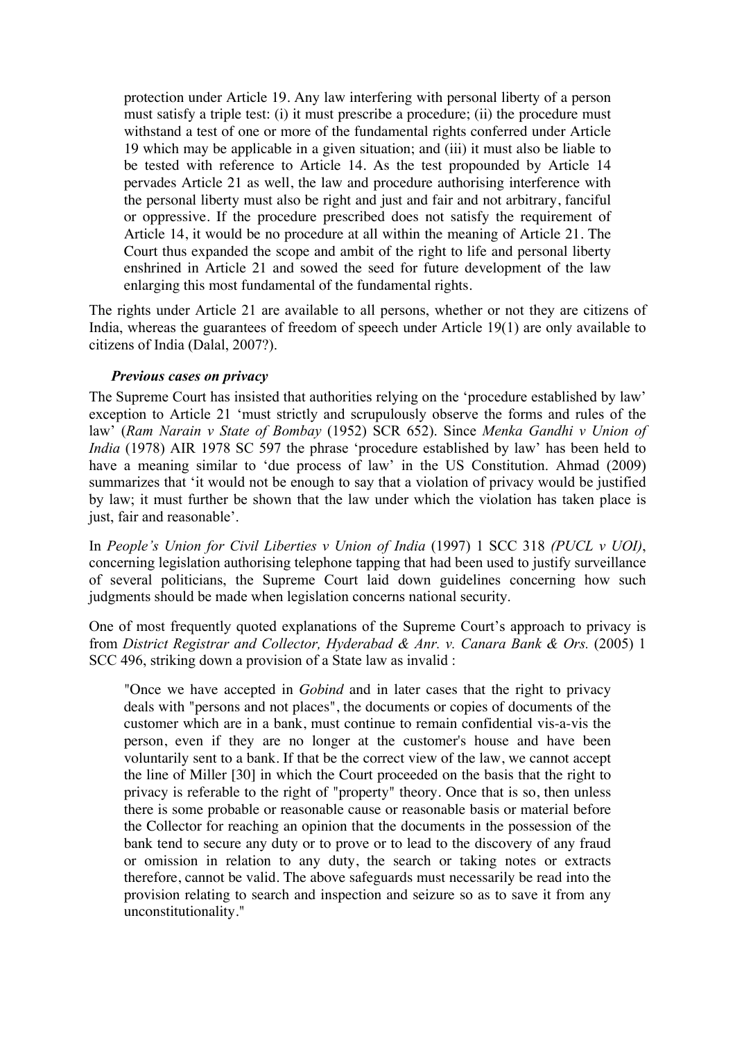> protection under Article 19. Any law interfering with personal liberty of a person must satisfy a triple test: (i) it must prescribe a procedure; (ii) the procedure must withstand a test of one or more of the fundamental rights conferred under Article 19 which may be applicable in a given situation; and (iii) it must also be liable to be tested with reference to Article 14. As the test propounded by Article 14 pervades Article 21 as well, the law and procedure authorising interference with the personal liberty must also be right and just and fair and not arbitrary, fanciful or oppressive. If the procedure prescribed does not satisfy the requirement of Article 14, it would be no procedure at all within the meaning of Article 21. The Court thus expanded the scope and ambit of the right to life and personal liberty enshrined in Article 21 and sowed the seed for future development of the law enlarging this most fundamental of the fundamental rights.

The rights under Article 21 are available to all persons, whether or not they are citizens of India, whereas the guarantees of freedom of speech under Article 19(1) are only available to citizens of India (Dalal, 2007?).

### *Previous cases on privacy*

The Supreme Court has insisted that authorities relying on the 'procedure established by law' exception to Article 21 'must strictly and scrupulously observe the forms and rules of the law' (*Ram Narain v State of Bombay* (1952) SCR 652). Since *Menka Gandhi v Union of India* (1978) AIR 1978 SC 597 the phrase 'procedure established by law' has been held to have a meaning similar to 'due process of law' in the US Constitution. Ahmad (2009) summarizes that 'it would not be enough to say that a violation of privacy would be justified by law; it must further be shown that the law under which the violation has taken place is just, fair and reasonable'.

In *People's Union for Civil Liberties v Union of India* (1997) 1 SCC 318 *(PUCL v UOI)*, concerning legislation authorising telephone tapping that had been used to justify surveillance of several politicians, the Supreme Court laid down guidelines concerning how such judgments should be made when legislation concerns national security.

One of most frequently quoted explanations of the Supreme Court's approach to privacy is from *District Registrar and Collector, Hyderabad & Anr. v. Canara Bank & Ors.* (2005) 1 SCC 496, striking down a provision of a State law as invalid :

> "Once we have accepted in *Gobind* and in later cases that the right to privacy deals with "persons and not places", the documents or copies of documents of the customer which are in a bank, must continue to remain confidential vis-a-vis the person, even if they are no longer at the customer's house and have been voluntarily sent to a bank. If that be the correct view of the law, we cannot accept the line of Miller [30] in which the Court proceeded on the basis that the right to privacy is referable to the right of "property" theory. Once that is so, then unless there is some probable or reasonable cause or reasonable basis or material before the Collector for reaching an opinion that the documents in the possession of the bank tend to secure any duty or to prove or to lead to the discovery of any fraud or omission in relation to any duty, the search or taking notes or extracts therefore, cannot be valid. The above safeguards must necessarily be read into the provision relating to search and inspection and seizure so as to save it from any unconstitutionality."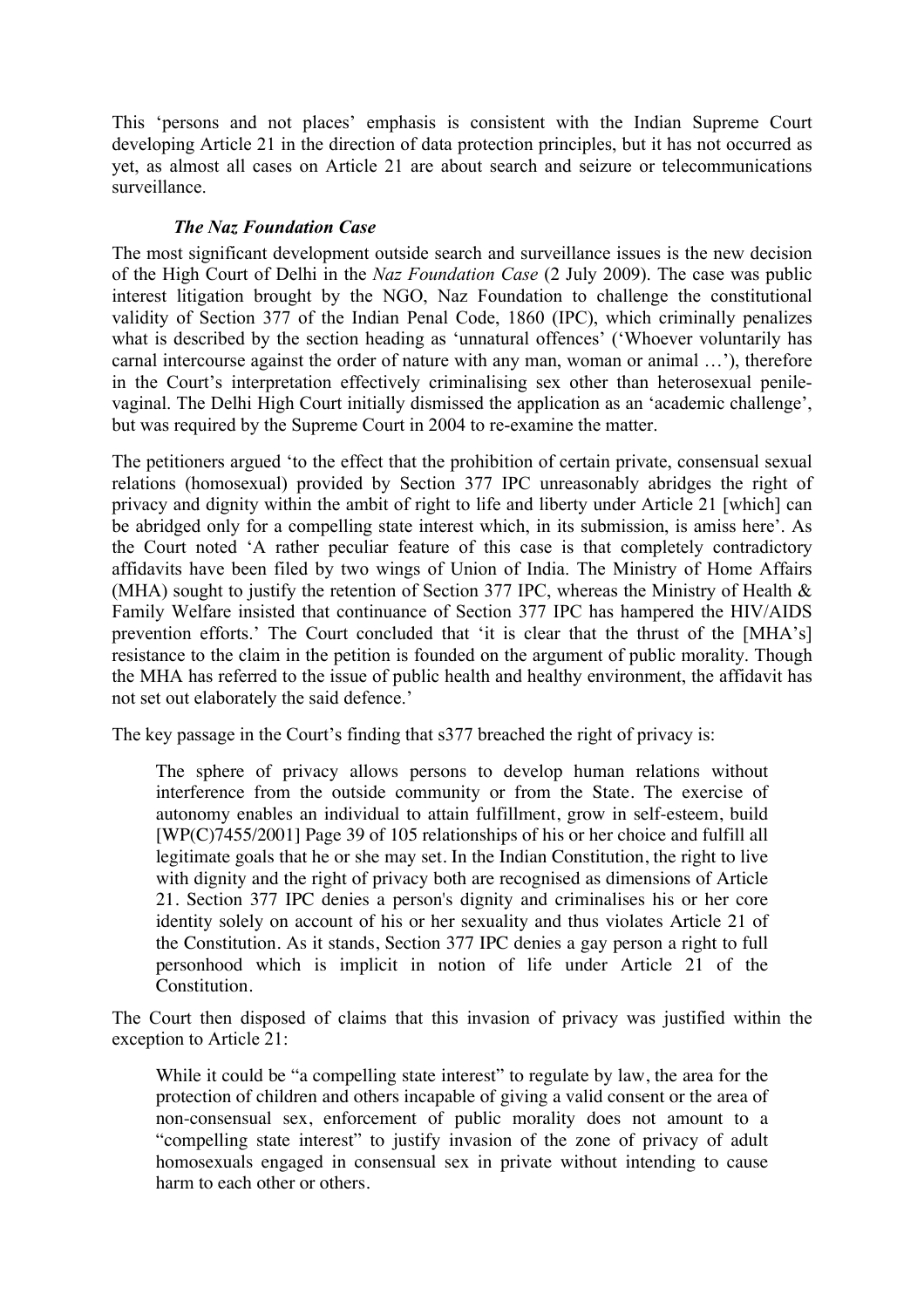This 'persons and not places' emphasis is consistent with the Indian Supreme Court developing Article 21 in the direction of data protection principles, but it has not occurred as yet, as almost all cases on Article 21 are about search and seizure or telecommunications surveillance.

### *The Naz Foundation Case*

The most significant development outside search and surveillance issues is the new decision of the High Court of Delhi in the *Naz Foundation Case* (2 July 2009). The case was public interest litigation brought by the NGO, Naz Foundation to challenge the constitutional validity of Section 377 of the Indian Penal Code, 1860 (IPC), which criminally penalizes what is described by the section heading as 'unnatural offences' ('Whoever voluntarily has carnal intercourse against the order of nature with any man, woman or animal …'), therefore in the Court's interpretation effectively criminalising sex other than heterosexual penile-vaginal. The Delhi High Court initially dismissed the application as an 'academic challenge', but was required by the Supreme Court in 2004 to re-examine the matter.

The petitioners argued 'to the effect that the prohibition of certain private, consensual sexual relations (homosexual) provided by Section 377 IPC unreasonably abridges the right of privacy and dignity within the ambit of right to life and liberty under Article 21 [which] can be abridged only for a compelling state interest which, in its submission, is amiss here'. As the Court noted 'A rather peculiar feature of this case is that completely contradictory affidavits have been filed by two wings of Union of India. The Ministry of Home Affairs (MHA) sought to justify the retention of Section 377 IPC, whereas the Ministry of Health & Family Welfare insisted that continuance of Section 377 IPC has hampered the HIV/AIDS prevention efforts.' The Court concluded that 'it is clear that the thrust of the [MHA's] resistance to the claim in the petition is founded on the argument of public morality. Though the MHA has referred to the issue of public health and healthy environment, the affidavit has not set out elaborately the said defence.'

The key passage in the Court's finding that s377 breached the right of privacy is:

> The sphere of privacy allows persons to develop human relations without interference from the outside community or from the State. The exercise of autonomy enables an individual to attain fulfillment, grow in self-esteem, build [WP(C)7455/2001] Page 39 of 105 relationships of his or her choice and fulfill all legitimate goals that he or she may set. In the Indian Constitution, the right to live with dignity and the right of privacy both are recognised as dimensions of Article 21. Section 377 IPC denies a person's dignity and criminalises his or her core identity solely on account of his or her sexuality and thus violates Article 21 of the Constitution. As it stands, Section 377 IPC denies a gay person a right to full personhood which is implicit in notion of life under Article 21 of the Constitution.

The Court then disposed of claims that this invasion of privacy was justified within the exception to Article 21:

> While it could be "a compelling state interest" to regulate by law, the area for the protection of children and others incapable of giving a valid consent or the area of non-consensual sex, enforcement of public morality does not amount to a "compelling state interest" to justify invasion of the zone of privacy of adult homosexuals engaged in consensual sex in private without intending to cause harm to each other or others.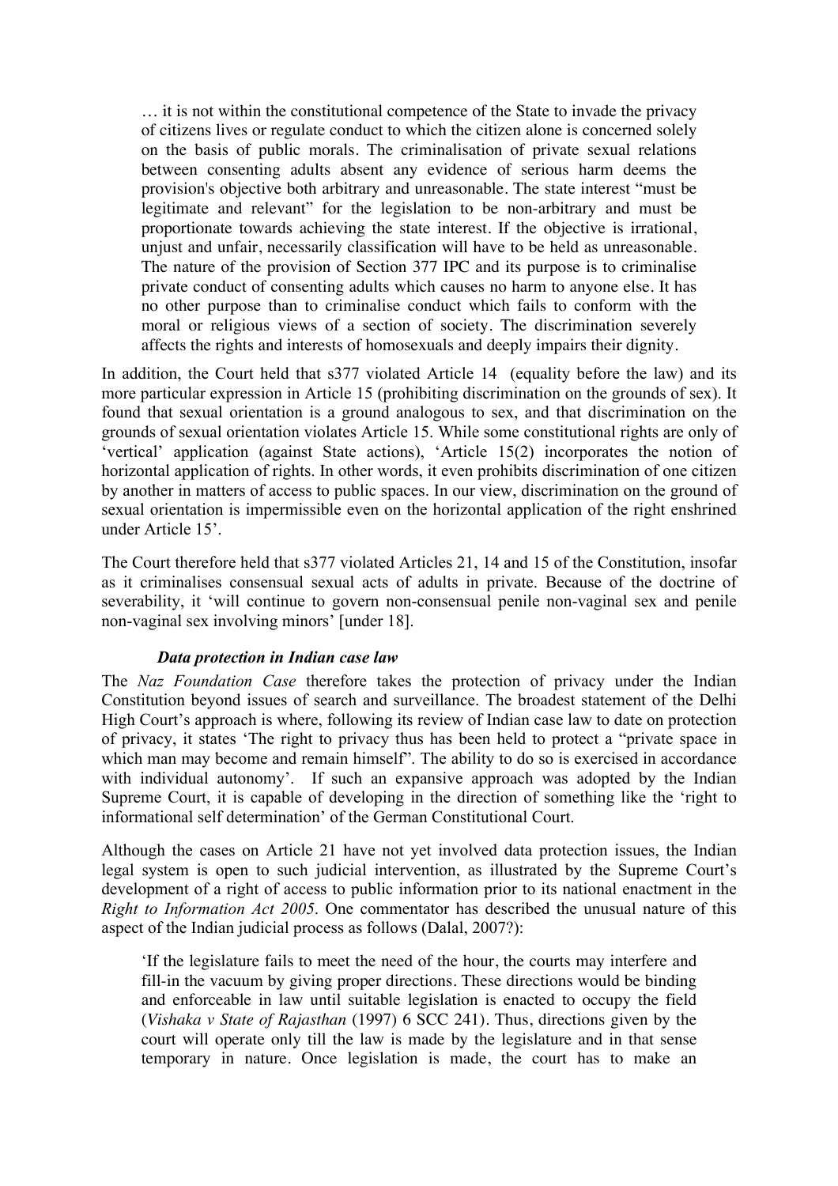> … it is not within the constitutional competence of the State to invade the privacy of citizens lives or regulate conduct to which the citizen alone is concerned solely on the basis of public morals. The criminalisation of private sexual relations between consenting adults absent any evidence of serious harm deems the provision's objective both arbitrary and unreasonable. The state interest "must be legitimate and relevant" for the legislation to be non-arbitrary and must be proportionate towards achieving the state interest. If the objective is irrational, unjust and unfair, necessarily classification will have to be held as unreasonable. The nature of the provision of Section 377 IPC and its purpose is to criminalise private conduct of consenting adults which causes no harm to anyone else. It has no other purpose than to criminalise conduct which fails to conform with the moral or religious views of a section of society. The discrimination severely affects the rights and interests of homosexuals and deeply impairs their dignity.

In addition, the Court held that s377 violated Article 14 (equality before the law) and its more particular expression in Article 15 (prohibiting discrimination on the grounds of sex). It found that sexual orientation is a ground analogous to sex, and that discrimination on the grounds of sexual orientation violates Article 15. While some constitutional rights are only of 'vertical' application (against State actions), 'Article 15(2) incorporates the notion of horizontal application of rights. In other words, it even prohibits discrimination of one citizen by another in matters of access to public spaces. In our view, discrimination on the ground of sexual orientation is impermissible even on the horizontal application of the right enshrined under Article 15'.

The Court therefore held that s377 violated Articles 21, 14 and 15 of the Constitution, insofar as it criminalises consensual sexual acts of adults in private. Because of the doctrine of severability, it 'will continue to govern non-consensual penile non-vaginal sex and penile non-vaginal sex involving minors' [under 18].

### *Data protection in Indian case law*

The *Naz Foundation Case* therefore takes the protection of privacy under the Indian Constitution beyond issues of search and surveillance. The broadest statement of the Delhi High Court's approach is where, following its review of Indian case law to date on protection of privacy, it states 'The right to privacy thus has been held to protect a "private space in which man may become and remain himself". The ability to do so is exercised in accordance with individual autonomy'. If such an expansive approach was adopted by the Indian Supreme Court, it is capable of developing in the direction of something like the 'right to informational self determination' of the German Constitutional Court.

Although the cases on Article 21 have not yet involved data protection issues, the Indian legal system is open to such judicial intervention, as illustrated by the Supreme Court's development of a right of access to public information prior to its national enactment in the *Right to Information Act 2005*. One commentator has described the unusual nature of this aspect of the Indian judicial process as follows (Dalal, 2007?):

> 'If the legislature fails to meet the need of the hour, the courts may interfere and fill-in the vacuum by giving proper directions. These directions would be binding and enforceable in law until suitable legislation is enacted to occupy the field (*Vishaka v State of Rajasthan* (1997) 6 SCC 241). Thus, directions given by the court will operate only till the law is made by the legislature and in that sense temporary in nature. Once legislation is made, the court has to make an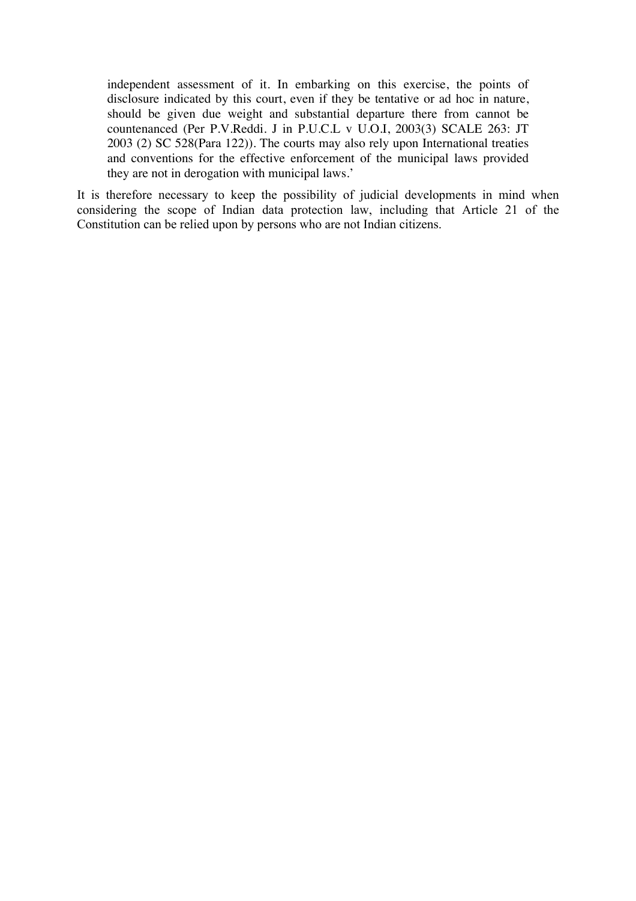> independent assessment of it. In embarking on this exercise, the points of disclosure indicated by this court, even if they be tentative or ad hoc in nature, should be given due weight and substantial departure there from cannot be countenanced (Per P.V.Reddi. J in P.U.C.L v U.O.I, 2003(3) SCALE 263: JT 2003 (2) SC 528(Para 122)). The courts may also rely upon International treaties and conventions for the effective enforcement of the municipal laws provided they are not in derogation with municipal laws.'

It is therefore necessary to keep the possibility of judicial developments in mind when considering the scope of Indian data protection law, including that Article 21 of the Constitution can be relied upon by persons who are not Indian citizens.